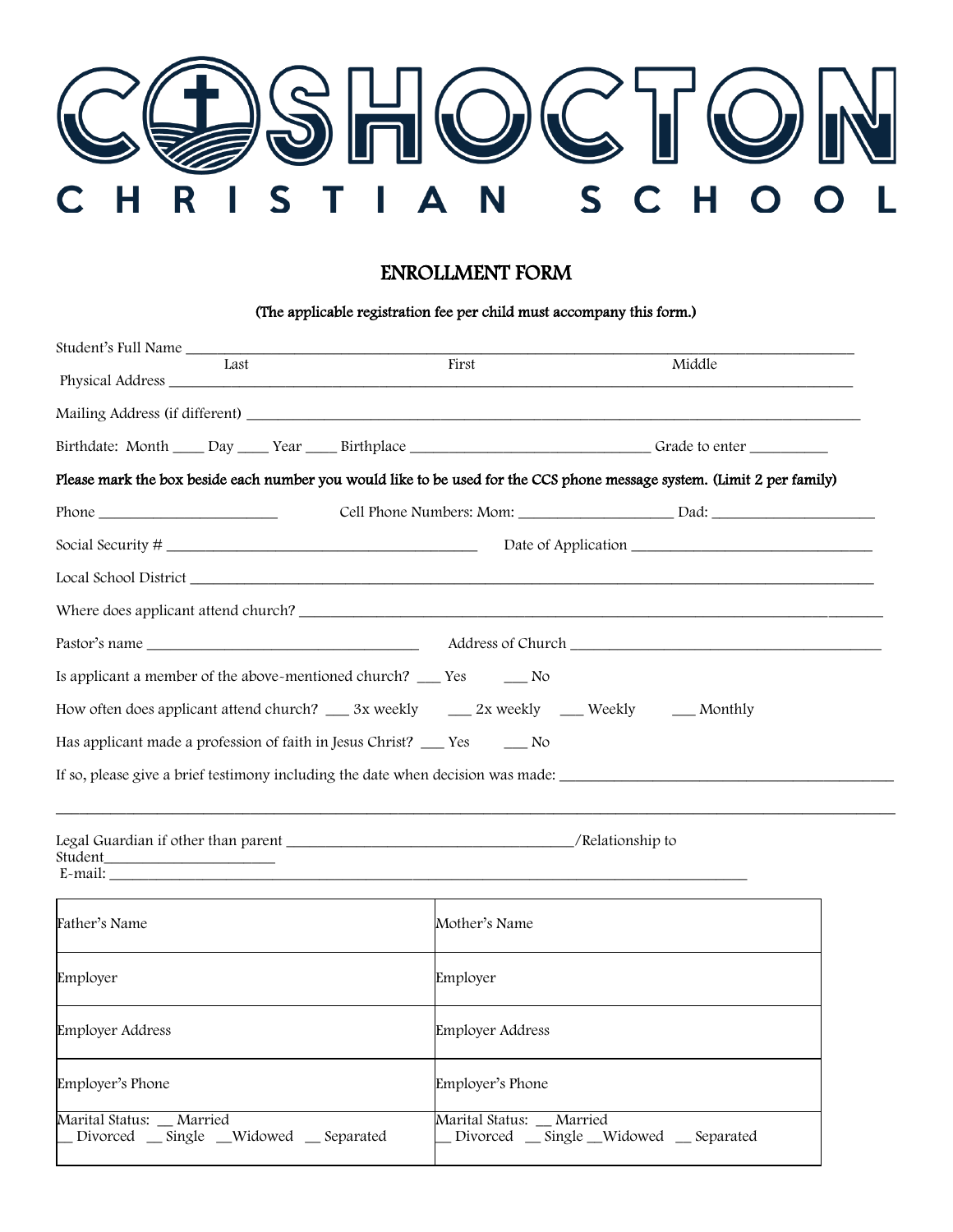# COSHOCTON CHRISTIAN SCHOOL

## ENROLLMENT FORM

(The applicable registration fee per child must accompany this form.)

Student's Full Name ______________________________________________________________
Last First Middle

Physical Address ______________________________________________________________

Mailing Address (if different) ______________________________________________________________

Birthdate: Month ____ Day ____ Year ____ Birthplace ______________________ Grade to enter __________

**Please mark the box beside each number you would like to be used for the CCS phone message system. (Limit 2 per family)**

Phone ______________________ Cell Phone Numbers: Mom: ____________________ Dad: ____________________

Social Security # ________________________________________ Date of Application ______________________________

Local School District ______________________________________________________________

Where does applicant attend church? ______________________________________________________________

Pastor's name ___________________________________ Address of Church ________________________________________

Is applicant a member of the above-mentioned church? ___ Yes ___ No

How often does applicant attend church? ___ 3x weekly ___ 2x weekly ___ Weekly ___ Monthly

Has applicant made a profession of faith in Jesus Christ? ___ Yes ___ No

If so, please give a brief testimony including the date when decision was made: ___________________________________________

______________________________________________________________________________________________

Legal Guardian if other than parent ____________________________________/Relationship to Student______________________

E-mail: ______________________________________________________________

| Father's Name | Mother's Name |
|---|---|
| Employer | Employer |
| Employer Address | Employer Address |
| Employer's Phone | Employer's Phone |
| Marital Status: __ Married __ Divorced __ Single __Widowed __ Separated | Marital Status: __ Married __ Divorced __ Single __Widowed __ Separated |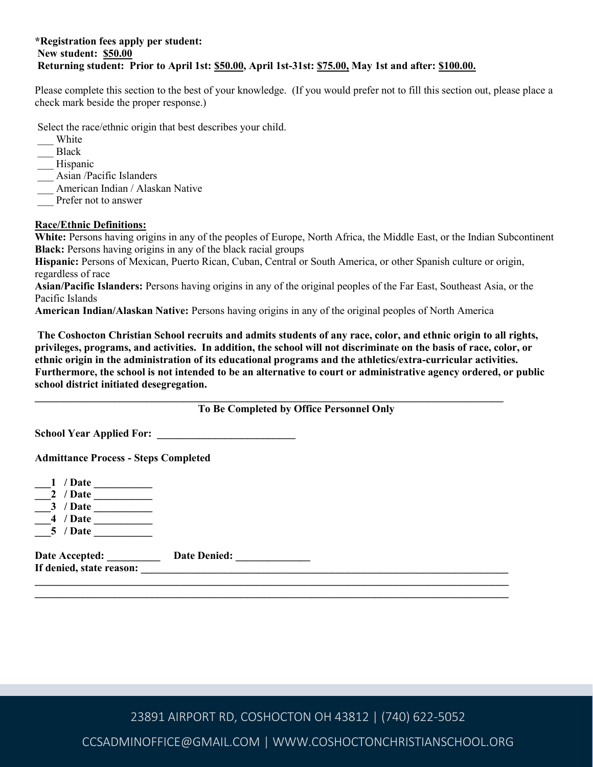**\*Registration fees apply per student:**
**New student: $50.00**
**Returning student: Prior to April 1st: $50.00, April 1st-31st: $75.00, May 1st and after: $100.00.**

Please complete this section to the best of your knowledge. (If you would prefer not to fill this section out, please place a check mark beside the proper response.)

Select the race/ethnic origin that best describes your child.

\_\_\_ White
\_\_\_ Black
\_\_\_ Hispanic
\_\_\_ Asian /Pacific Islanders
\_\_\_ American Indian / Alaskan Native
\_\_\_ Prefer not to answer

**Race/Ethnic Definitions:**

**White:** Persons having origins in any of the peoples of Europe, North Africa, the Middle East, or the Indian Subcontinent
**Black:** Persons having origins in any of the black racial groups
**Hispanic:** Persons of Mexican, Puerto Rican, Cuban, Central or South America, or other Spanish culture or origin, regardless of race
**Asian/Pacific Islanders:** Persons having origins in any of the original peoples of the Far East, Southeast Asia, or the Pacific Islands
**American Indian/Alaskan Native:** Persons having origins in any of the original peoples of North America

**The Coshocton Christian School recruits and admits students of any race, color, and ethnic origin to all rights, privileges, programs, and activities. In addition, the school will not discriminate on the basis of race, color, or ethnic origin in the administration of its educational programs and the athletics/extra-curricular activities. Furthermore, the school is not intended to be an alternative to court or administrative agency ordered, or public school district initiated desegregation.**

---

**To Be Completed by Office Personnel Only**

**School Year Applied For: \_\_\_\_\_\_\_\_\_\_\_\_\_\_\_\_\_\_\_\_\_\_\_\_\_\_**

**Admittance Process - Steps Completed**

**\_\_\_1 / Date \_\_\_\_\_\_\_\_\_\_\_**
**\_\_\_2 / Date \_\_\_\_\_\_\_\_\_\_\_**
**\_\_\_3 / Date \_\_\_\_\_\_\_\_\_\_\_**
**\_\_\_4 / Date \_\_\_\_\_\_\_\_\_\_\_**
**\_\_\_5 / Date \_\_\_\_\_\_\_\_\_\_\_**

**Date Accepted: \_\_\_\_\_\_\_\_\_\_ Date Denied: \_\_\_\_\_\_\_\_\_\_\_\_\_\_**
**If denied, state reason: \_\_\_\_\_\_\_\_\_\_\_\_\_\_\_\_\_\_\_\_\_\_\_\_\_\_\_\_\_\_\_\_\_\_\_\_\_\_\_\_\_\_\_\_\_\_\_\_\_\_\_\_\_\_\_\_\_\_\_\_**

23891 AIRPORT RD, COSHOCTON OH 43812 | (740) 622-5052

CCSADMINOFFICE@GMAIL.COM | WWW.COSHOCTONCHRISTIANSCHOOL.ORG